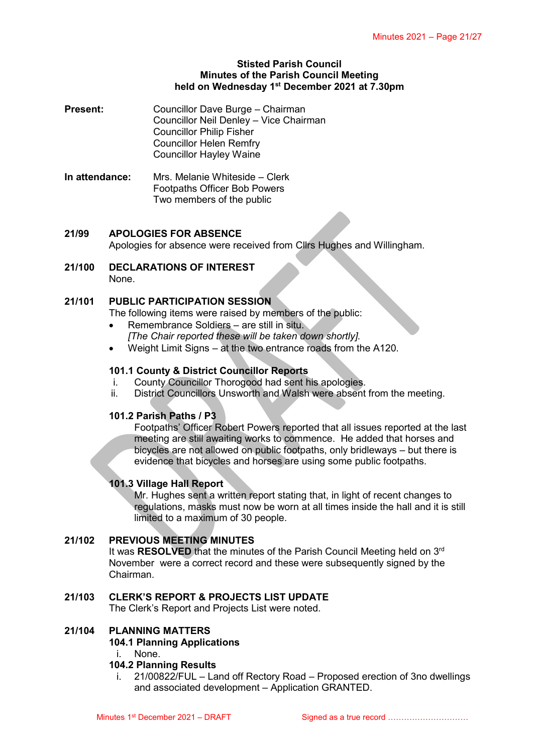**Stisted Parish Council**
**Minutes of the Parish Council Meeting**
**held on Wednesday 1st December 2021 at 7.30pm**

**Present:** Councillor Dave Burge – Chairman
Councillor Neil Denley – Vice Chairman
Councillor Philip Fisher
Councillor Helen Remfry
Councillor Hayley Waine

**In attendance:** Mrs. Melanie Whiteside – Clerk
Footpaths Officer Bob Powers
Two members of the public

**21/99 APOLOGIES FOR ABSENCE**
Apologies for absence were received from Cllrs Hughes and Willingham.

**21/100 DECLARATIONS OF INTEREST**
None.

**21/101 PUBLIC PARTICIPATION SESSION**
The following items were raised by members of the public:

- Remembrance Soldiers – are still in situ.
  *[The Chair reported these will be taken down shortly].*
- Weight Limit Signs – at the two entrance roads from the A120.

**101.1 County & District Councillor Reports**

i. County Councillor Thorogood had sent his apologies.
ii. District Councillors Unsworth and Walsh were absent from the meeting.

**101.2 Parish Paths / P3**
Footpaths' Officer Robert Powers reported that all issues reported at the last meeting are still awaiting works to commence. He added that horses and bicycles are not allowed on public footpaths, only bridleways – but there is evidence that bicycles and horses are using some public footpaths.

**101.3 Village Hall Report**
Mr. Hughes sent a written report stating that, in light of recent changes to regulations, masks must now be worn at all times inside the hall and it is still limited to a maximum of 30 people.

**21/102 PREVIOUS MEETING MINUTES**
It was **RESOLVED** that the minutes of the Parish Council Meeting held on 3rd November were a correct record and these were subsequently signed by the Chairman.

**21/103 CLERK'S REPORT & PROJECTS LIST UPDATE**
The Clerk's Report and Projects List were noted.

**21/104 PLANNING MATTERS**
**104.1 Planning Applications**

i. None.

**104.2 Planning Results**

i. 21/00822/FUL – Land off Rectory Road – Proposed erection of 3no dwellings and associated development – Application GRANTED.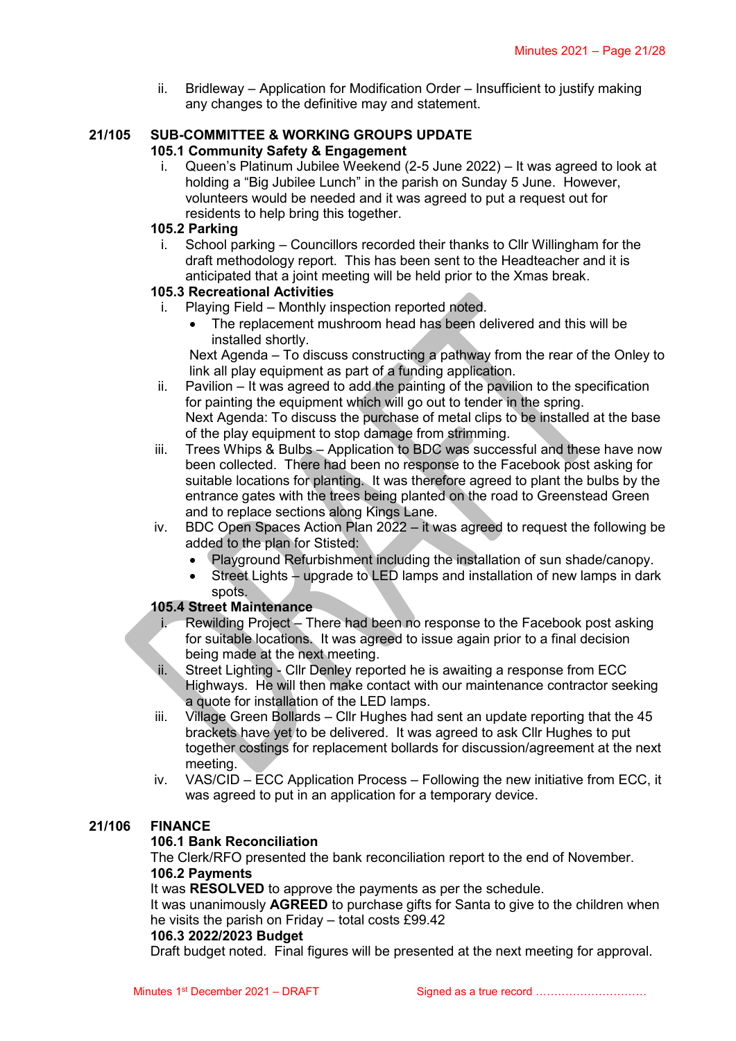ii. Bridleway – Application for Modification Order – Insufficient to justify making any changes to the definitive may and statement.

## 21/105 SUB-COMMITTEE & WORKING GROUPS UPDATE

**105.1 Community Safety & Engagement**

i. Queen's Platinum Jubilee Weekend (2-5 June 2022) – It was agreed to look at holding a "Big Jubilee Lunch" in the parish on Sunday 5 June. However, volunteers would be needed and it was agreed to put a request out for residents to help bring this together.

**105.2 Parking**

i. School parking – Councillors recorded their thanks to Cllr Willingham for the draft methodology report. This has been sent to the Headteacher and it is anticipated that a joint meeting will be held prior to the Xmas break.

**105.3 Recreational Activities**

i. Playing Field – Monthly inspection reported noted.
   - The replacement mushroom head has been delivered and this will be installed shortly.

   Next Agenda – To discuss constructing a pathway from the rear of the Onley to link all play equipment as part of a funding application.

ii. Pavilion – It was agreed to add the painting of the pavilion to the specification for painting the equipment which will go out to tender in the spring.
   Next Agenda: To discuss the purchase of metal clips to be installed at the base of the play equipment to stop damage from strimming.

iii. Trees Whips & Bulbs – Application to BDC was successful and these have now been collected. There had been no response to the Facebook post asking for suitable locations for planting. It was therefore agreed to plant the bulbs by the entrance gates with the trees being planted on the road to Greenstead Green and to replace sections along Kings Lane.

iv. BDC Open Spaces Action Plan 2022 – it was agreed to request the following be added to the plan for Stisted:
   - Playground Refurbishment including the installation of sun shade/canopy.
   - Street Lights – upgrade to LED lamps and installation of new lamps in dark spots.

**105.4 Street Maintenance**

i. Rewilding Project – There had been no response to the Facebook post asking for suitable locations. It was agreed to issue again prior to a final decision being made at the next meeting.

ii. Street Lighting - Cllr Denley reported he is awaiting a response from ECC Highways. He will then make contact with our maintenance contractor seeking a quote for installation of the LED lamps.

iii. Village Green Bollards – Cllr Hughes had sent an update reporting that the 45 brackets have yet to be delivered. It was agreed to ask Cllr Hughes to put together costings for replacement bollards for discussion/agreement at the next meeting.

iv. VAS/CID – ECC Application Process – Following the new initiative from ECC, it was agreed to put in an application for a temporary device.

## 21/106 FINANCE

**106.1 Bank Reconciliation**

The Clerk/RFO presented the bank reconciliation report to the end of November.

**106.2 Payments**

It was **RESOLVED** to approve the payments as per the schedule.
It was unanimously **AGREED** to purchase gifts for Santa to give to the children when he visits the parish on Friday – total costs £99.42

**106.3 2022/2023 Budget**

Draft budget noted. Final figures will be presented at the next meeting for approval.

Minutes 1st December 2021 – DRAFT    Signed as a true record …………………………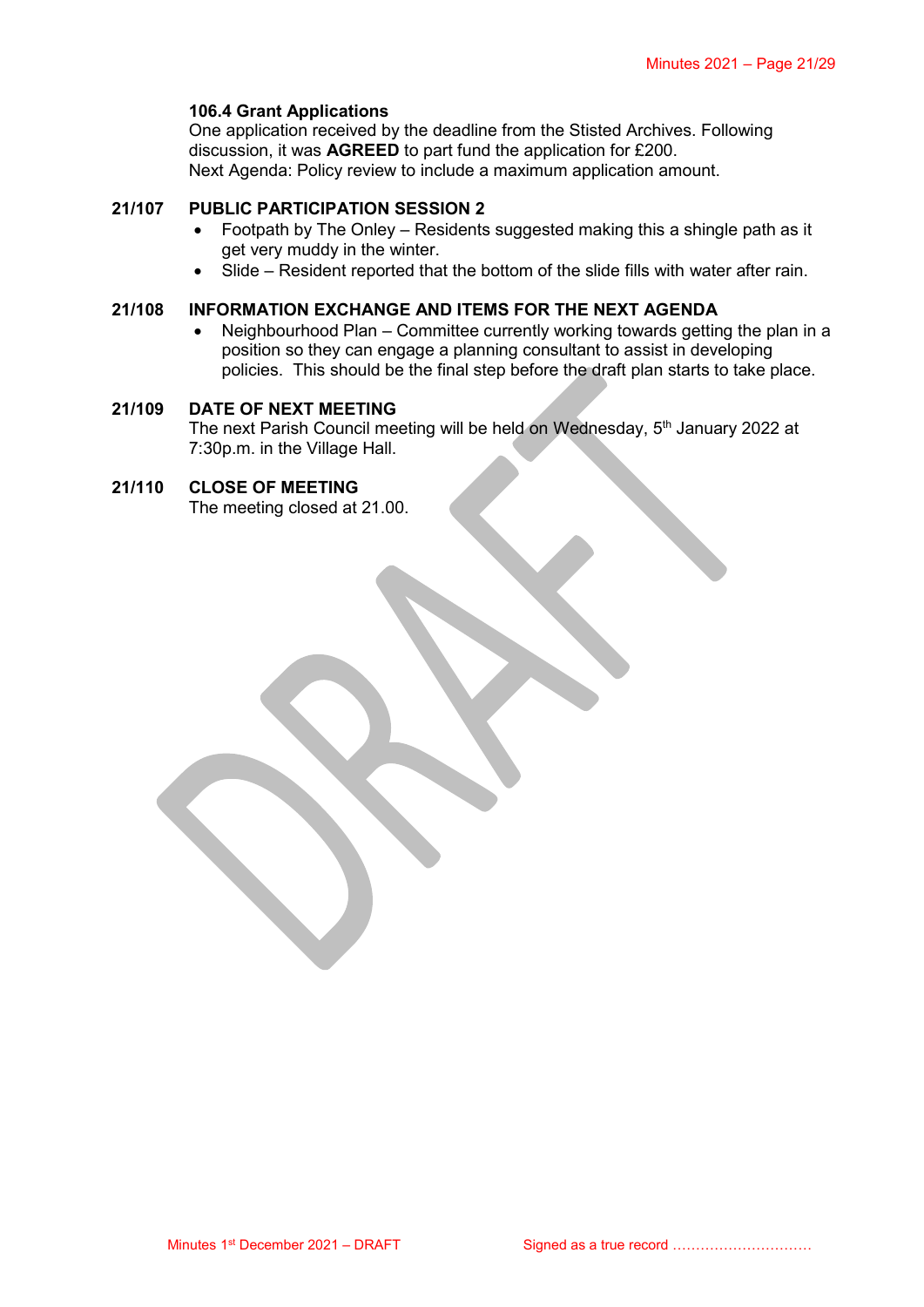**106.4 Grant Applications**

One application received by the deadline from the Stisted Archives. Following discussion, it was **AGREED** to part fund the application for £200.

Next Agenda: Policy review to include a maximum application amount.

## 21/107 PUBLIC PARTICIPATION SESSION 2

- Footpath by The Onley – Residents suggested making this a shingle path as it get very muddy in the winter.
- Slide – Resident reported that the bottom of the slide fills with water after rain.

## 21/108 INFORMATION EXCHANGE AND ITEMS FOR THE NEXT AGENDA

- Neighbourhood Plan – Committee currently working towards getting the plan in a position so they can engage a planning consultant to assist in developing policies. This should be the final step before the draft plan starts to take place.

## 21/109 DATE OF NEXT MEETING

The next Parish Council meeting will be held on Wednesday, 5th January 2022 at 7:30p.m. in the Village Hall.

## 21/110 CLOSE OF MEETING

The meeting closed at 21.00.

Minutes 1st December 2021 – DRAFT

Signed as a true record …………………………